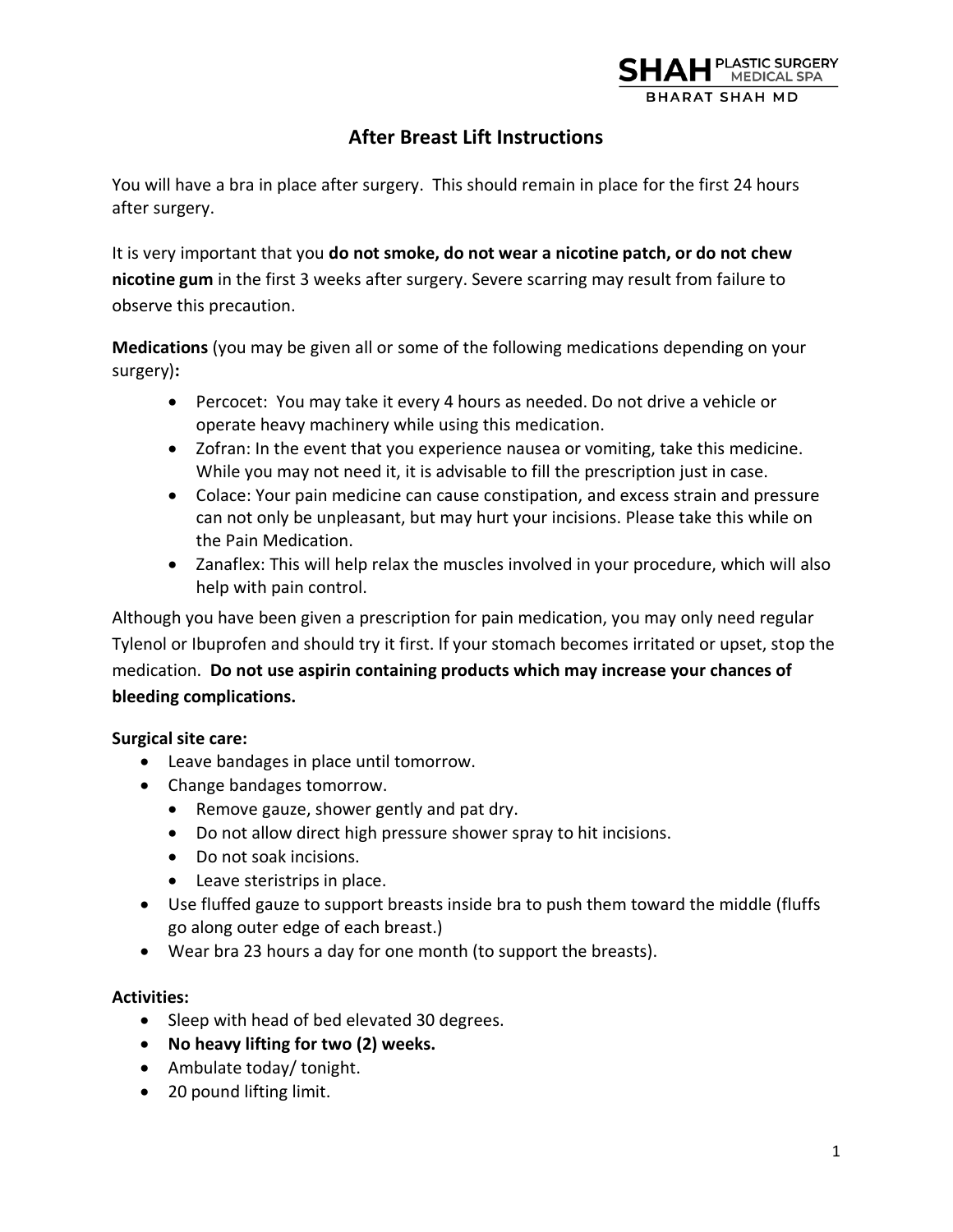SHAH PLASTIC SURGERY MEDICAL SPA
BHARAT SHAH MD

# After Breast Lift Instructions

You will have a bra in place after surgery. This should remain in place for the first 24 hours after surgery.

It is very important that you **do not smoke, do not wear a nicotine patch, or do not chew nicotine gum** in the first 3 weeks after surgery. Severe scarring may result from failure to observe this precaution.

**Medications** (you may be given all or some of the following medications depending on your surgery)**:**

- Percocet: You may take it every 4 hours as needed. Do not drive a vehicle or operate heavy machinery while using this medication.
- Zofran: In the event that you experience nausea or vomiting, take this medicine. While you may not need it, it is advisable to fill the prescription just in case.
- Colace: Your pain medicine can cause constipation, and excess strain and pressure can not only be unpleasant, but may hurt your incisions. Please take this while on the Pain Medication.
- Zanaflex: This will help relax the muscles involved in your procedure, which will also help with pain control.

Although you have been given a prescription for pain medication, you may only need regular Tylenol or Ibuprofen and should try it first. If your stomach becomes irritated or upset, stop the medication. **Do not use aspirin containing products which may increase your chances of bleeding complications.**

**Surgical site care:**

- Leave bandages in place until tomorrow.
- Change bandages tomorrow.
  - Remove gauze, shower gently and pat dry.
  - Do not allow direct high pressure shower spray to hit incisions.
  - Do not soak incisions.
  - Leave steristrips in place.
- Use fluffed gauze to support breasts inside bra to push them toward the middle (fluffs go along outer edge of each breast.)
- Wear bra 23 hours a day for one month (to support the breasts).

**Activities:**

- Sleep with head of bed elevated 30 degrees.
- **No heavy lifting for two (2) weeks.**
- Ambulate today/ tonight.
- 20 pound lifting limit.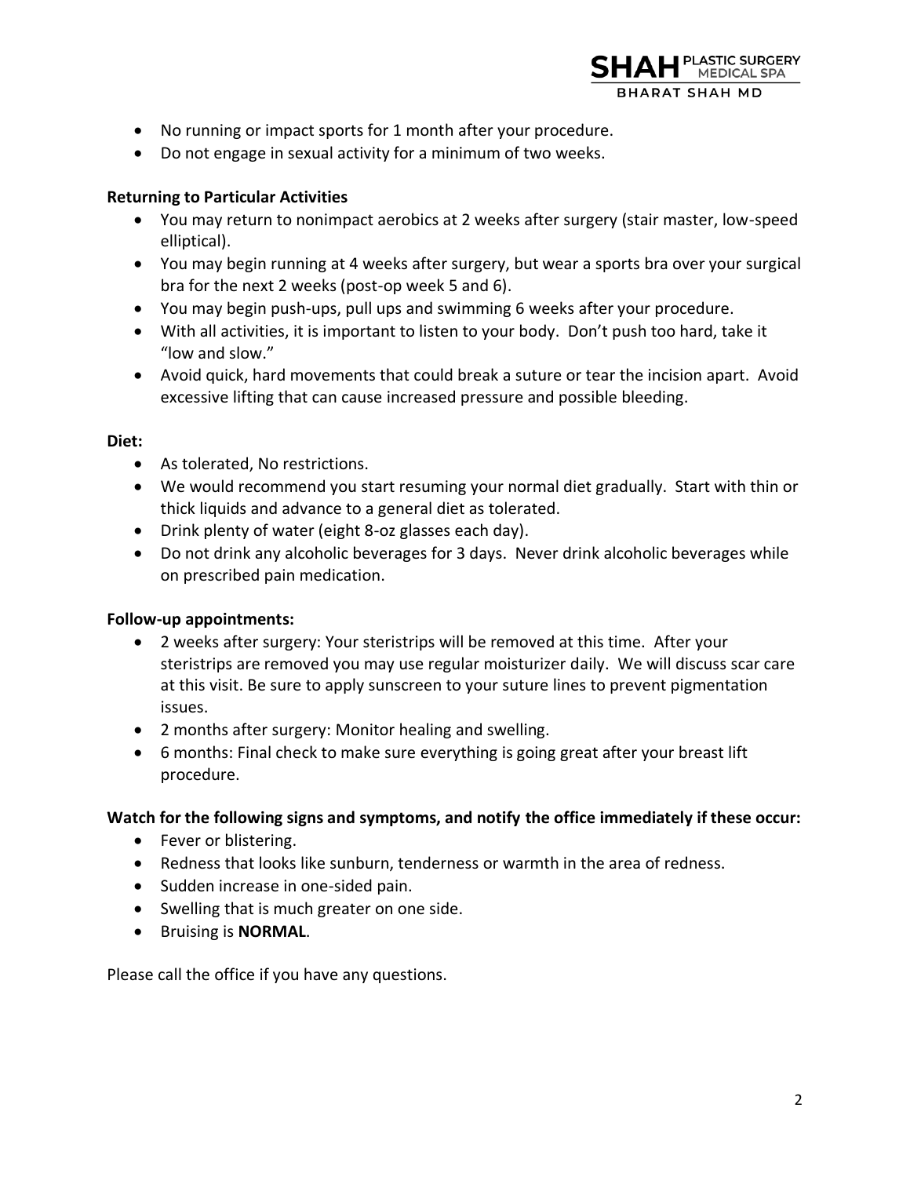- No running or impact sports for 1 month after your procedure.
- Do not engage in sexual activity for a minimum of two weeks.

**Returning to Particular Activities**

- You may return to nonimpact aerobics at 2 weeks after surgery (stair master, low-speed elliptical).
- You may begin running at 4 weeks after surgery, but wear a sports bra over your surgical bra for the next 2 weeks (post-op week 5 and 6).
- You may begin push-ups, pull ups and swimming 6 weeks after your procedure.
- With all activities, it is important to listen to your body. Don't push too hard, take it "low and slow."
- Avoid quick, hard movements that could break a suture or tear the incision apart. Avoid excessive lifting that can cause increased pressure and possible bleeding.

**Diet:**

- As tolerated, No restrictions.
- We would recommend you start resuming your normal diet gradually. Start with thin or thick liquids and advance to a general diet as tolerated.
- Drink plenty of water (eight 8-oz glasses each day).
- Do not drink any alcoholic beverages for 3 days. Never drink alcoholic beverages while on prescribed pain medication.

**Follow-up appointments:**

- 2 weeks after surgery: Your sterístrips will be removed at this time. After your steristrips are removed you may use regular moisturizer daily. We will discuss scar care at this visit. Be sure to apply sunscreen to your suture lines to prevent pigmentation issues.
- 2 months after surgery: Monitor healing and swelling.
- 6 months: Final check to make sure everything is going great after your breast lift procedure.

**Watch for the following signs and symptoms, and notify the office immediately if these occur:**

- Fever or blistering.
- Redness that looks like sunburn, tenderness or warmth in the area of redness.
- Sudden increase in one-sided pain.
- Swelling that is much greater on one side.
- Bruising is **NORMAL**.

Please call the office if you have any questions.